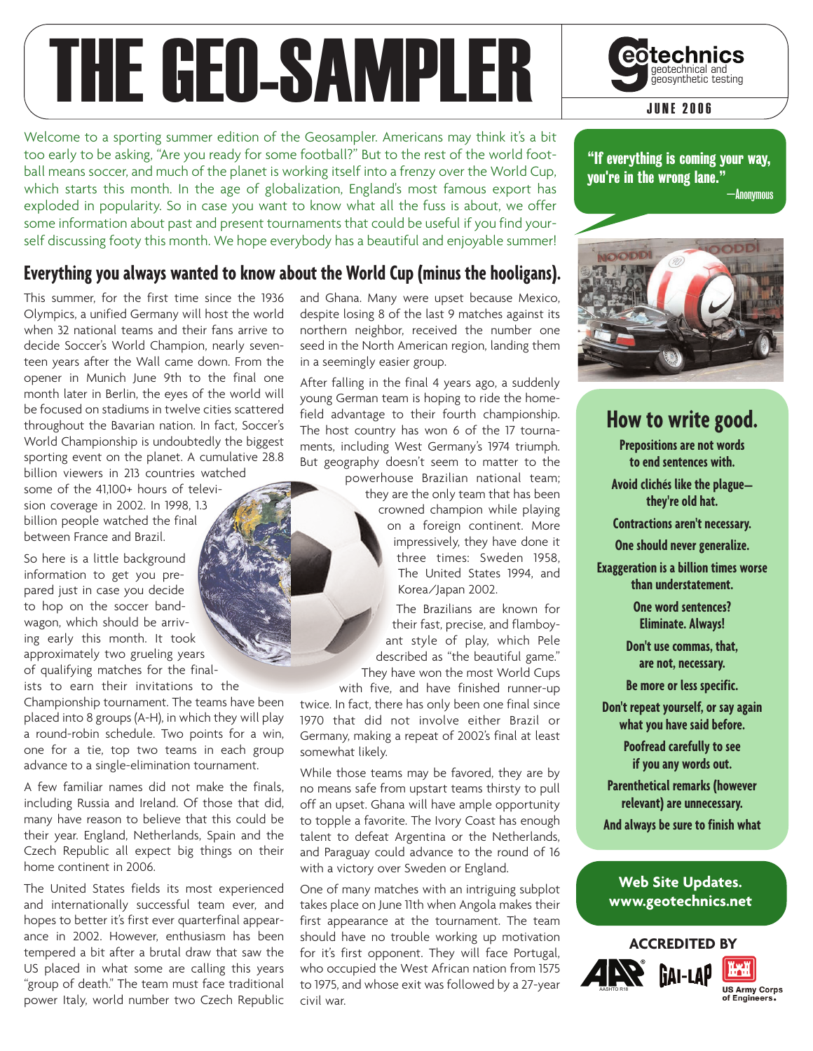# THE GEO-SAMPLER

geotechnics geotechnical and geosynthetic testing

JUNE 2006

Welcome to a sporting summer edition of the Geosampler. Americans may think it's a bit too early to be asking, "Are you ready for some football?" But to the rest of the world football means soccer, and much of the planet is working itself into a frenzy over the World Cup, which starts this month. In the age of globalization, England's most famous export has exploded in popularity. So in case you want to know what all the fuss is about, we offer some information about past and present tournaments that could be useful if you find yourself discussing footy this month. We hope everybody has a beautiful and enjoyable summer!

## Everything you always wanted to know about the World Cup (minus the hooligans).

This summer, for the first time since the 1936 Olympics, a unified Germany will host the world when 32 national teams and their fans arrive to decide Soccer's World Champion, nearly seventeen years after the Wall came down. From the opener in Munich June 9th to the final one month later in Berlin, the eyes of the world will be focused on stadiums in twelve cities scattered throughout the Bavarian nation. In fact, Soccer's World Championship is undoubtedly the biggest sporting event on the planet. A cumulative 28.8 billion viewers in 213 countries watched some of the 41,100+ hours of television coverage in 2002. In 1998, 1.3 billion people watched the final between France and Brazil.

So here is a little background information to get you prepared just in case you decide to hop on the soccer bandwagon, which should be arriving early this month. It took approximately two grueling years of qualifying matches for the finalists to earn their invitations to the Championship tournament. The teams have been placed into 8 groups (A-H), in which they will play a round-robin schedule. Two points for a win, one for a tie, top two teams in each group advance to a single-elimination tournament.

A few familiar names did not make the finals, including Russia and Ireland. Of those that did, many have reason to believe that this could be their year. England, Netherlands, Spain and the Czech Republic all expect big things on their home continent in 2006.

The United States fields its most experienced and internationally successful team ever, and hopes to better it's first ever quarterfinal appearance in 2002. However, enthusiasm has been tempered a bit after a brutal draw that saw the US placed in what some are calling this years "group of death." The team must face traditional power Italy, world number two Czech Republic and Ghana. Many were upset because Mexico, despite losing 8 of the last 9 matches against its northern neighbor, received the number one seed in the North American region, landing them in a seemingly easier group.

After falling in the final 4 years ago, a suddenly young German team is hoping to ride the homefield advantage to their fourth championship. The host country has won 6 of the 17 tournaments, including West Germany's 1974 triumph. But geography doesn't seem to matter to the powerhouse Brazilian national team; they are the only team that has been crowned champion while playing on a foreign continent. More impressively, they have done it three times: Sweden 1958, The United States 1994, and Korea/Japan 2002.

The Brazilians are known for their fast, precise, and flamboyant style of play, which Pele described as "the beautiful game." They have won the most World Cups with five, and have finished runner-up twice. In fact, there has only been one final since 1970 that did not involve either Brazil or Germany, making a repeat of 2002's final at least somewhat likely.

While those teams may be favored, they are by no means safe from upstart teams thirsty to pull off an upset. Ghana will have ample opportunity to topple a favorite. The Ivory Coast has enough talent to defeat Argentina or the Netherlands, and Paraguay could advance to the round of 16 with a victory over Sweden or England.

One of many matches with an intriguing subplot takes place on June 11th when Angola makes their first appearance at the tournament. The team should have no trouble working up motivation for it's first opponent. They will face Portugal, who occupied the West African nation from 1575 to 1975, and whose exit was followed by a 27-year civil war.

---

**"If everything is coming your way, you're in the wrong lane."**
—Anonymous

## How to write good.

**Prepositions are not words to end sentences with.**

**Avoid clichés like the plague—they're old hat.**

**Contractions aren't necessary.**

**One should never generalize.**

**Exaggeration is a billion times worse than understatement.**

**One word sentences? Eliminate. Always!**

**Don't use commas, that, are not, necessary.**

**Be more or less specific.**

**Don't repeat yourself, or say again what you have said before.**

**Poofread carefully to see if you any words out.**

**Parenthetical remarks (however relevant) are unnecessary.**

**And always be sure to finish what**

**Web Site Updates.**
**www.geotechnics.net**

**ACCREDITED BY**

AASHTO R18 · GAI-LAP · US Army Corps of Engineers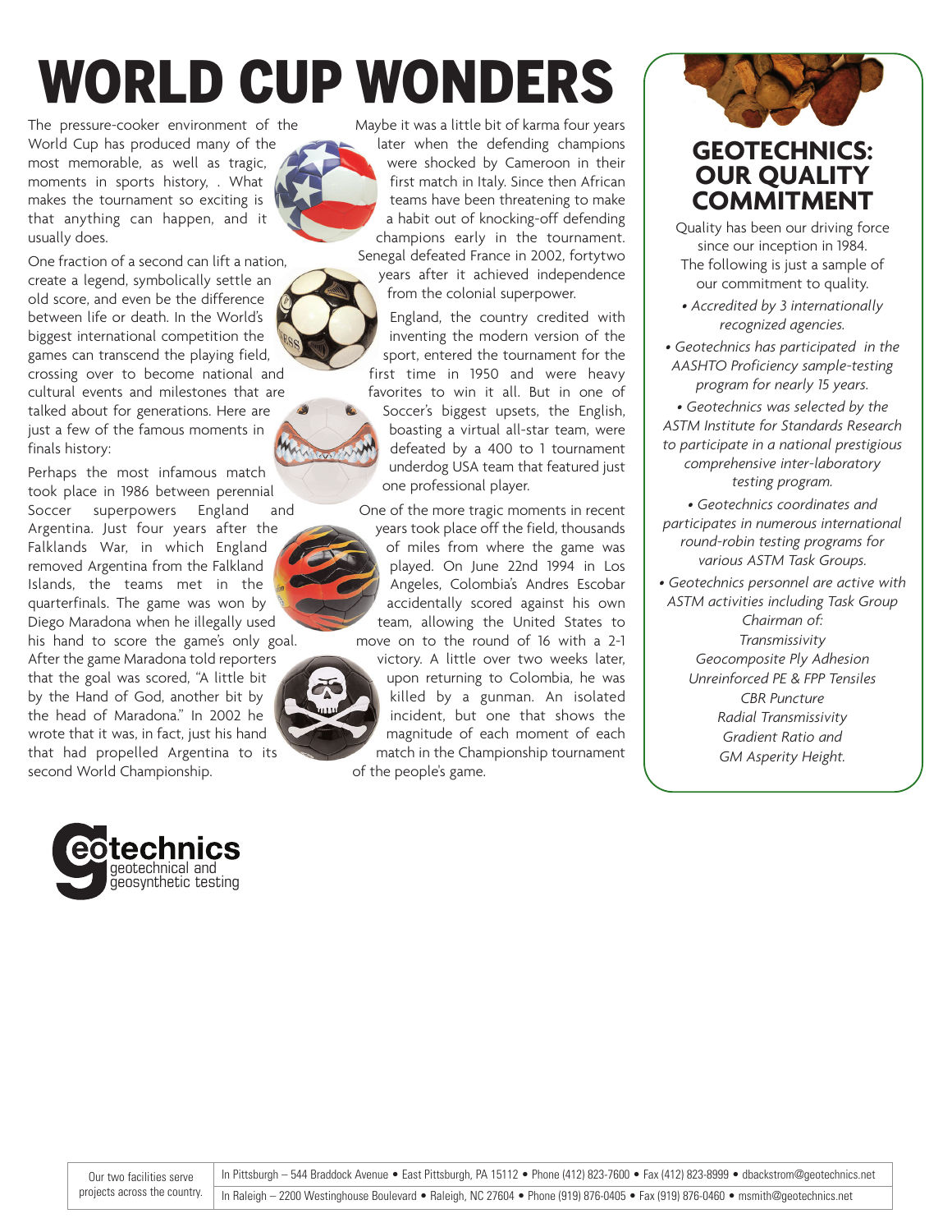# WORLD CUP WONDERS

The pressure-cooker environment of the World Cup has produced many of the most memorable, as well as tragic, moments in sports history, . What makes the tournament so exciting is that anything can happen, and it usually does.

One fraction of a second can lift a nation, create a legend, symbolically settle an old score, and even be the difference between life or death. In the World's biggest international competition the games can transcend the playing field, crossing over to become national and cultural events and milestones that are talked about for generations. Here are just a few of the famous moments in finals history:

Perhaps the most infamous match took place in 1986 between perennial Soccer superpowers England and Argentina. Just four years after the Falklands War, in which England removed Argentina from the Falkland Islands, the teams met in the quarterfinals. The game was won by Diego Maradona when he illegally used his hand to score the game's only goal. After the game Maradona told reporters that the goal was scored, "A little bit by the Hand of God, another bit by the head of Maradona." In 2002 he wrote that it was, in fact, just his hand that had propelled Argentina to its second World Championship.

Maybe it was a little bit of karma four years later when the defending champions were shocked by Cameroon in their first match in Italy. Since then African teams have been threatening to make a habit out of knocking-off defending champions early in the tournament. Senegal defeated France in 2002, fortytwo years after it achieved independence from the colonial superpower.

England, the country credited with inventing the modern version of the sport, entered the tournament for the first time in 1950 and were heavy favorites to win it all. But in one of Soccer's biggest upsets, the English, boasting a virtual all-star team, were defeated by a 400 to 1 tournament underdog USA team that featured just one professional player.

One of the more tragic moments in recent years took place off the field, thousands of miles from where the game was played. On June 22nd 1994 in Los Angeles, Colombia's Andres Escobar accidentally scored against his own team, allowing the United States to move on to the round of 16 with a 2-1 victory. A little over two weeks later, upon returning to Colombia, he was killed by a gunman. An isolated incident, but one that shows the magnitude of each moment of each match in the Championship tournament of the people's game.

## GEOTECHNICS: OUR QUALITY COMMITMENT

Quality has been our driving force since our inception in 1984. The following is just a sample of our commitment to quality.

- *Accredited by 3 internationally recognized agencies.*
- *Geotechnics has participated in the AASHTO Proficiency sample-testing program for nearly 15 years.*
- *Geotechnics was selected by the ASTM Institute for Standards Research to participate in a national prestigious comprehensive inter-laboratory testing program.*
- *Geotechnics coordinates and participates in numerous international round-robin testing programs for various ASTM Task Groups.*
- *Geotechnics personnel are active with ASTM activities including Task Group Chairman of:*
  *Transmissivity*
  *Geocomposite Ply Adhesion*
  *Unreinforced PE & FPP Tensiles*
  *CBR Puncture*
  *Radial Transmissivity*
  *Gradient Ratio and*
  *GM Asperity Height.*

geotechnics
geotechnical and geosynthetic testing

| Our two facilities serve projects across the country. | In Pittsburgh – 544 Braddock Avenue • East Pittsburgh, PA 15112 • Phone (412) 823-7600 • Fax (412) 823-8999 • dbackstrom@geotechnics.net |
|---|---|
| | In Raleigh – 2200 Westinghouse Boulevard • Raleigh, NC 27604 • Phone (919) 876-0405 • Fax (919) 876-0460 • msmith@geotechnics.net |